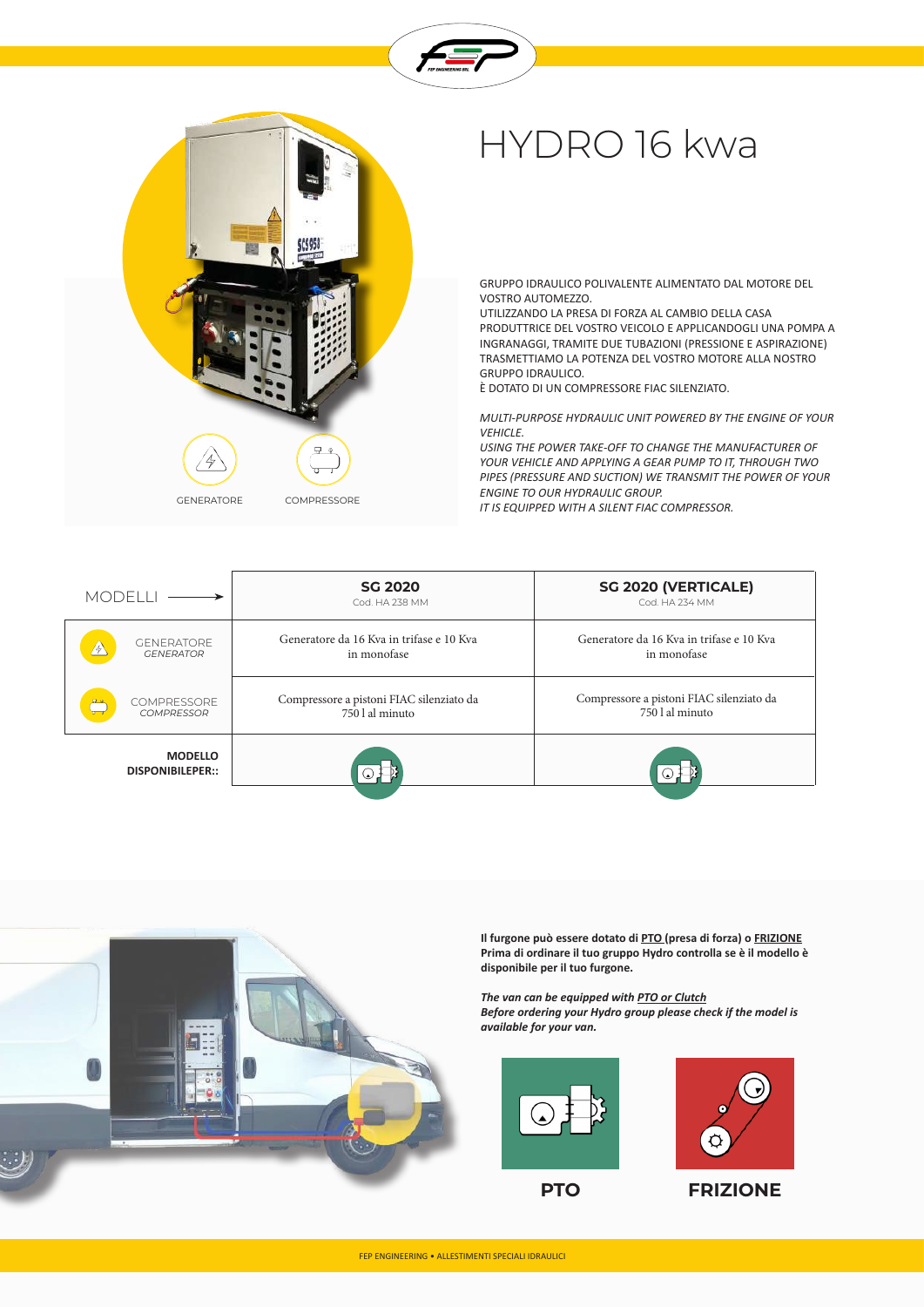# HYDRO 16 kwa

GENERATORE COMPRESSORE

GRUPPO IDRAULICO POLIVALENTE ALIMENTATO DAL MOTORE DEL VOSTRO AUTOMEZZO.
UTILIZZANDO LA PRESA DI FORZA AL CAMBIO DELLA CASA PRODUTTRICE DEL VOSTRO VEICOLO E APPLICANDOGLI UNA POMPA A INGRANAGGI, TRAMITE DUE TUBAZIONI (PRESSIONE E ASPIRAZIONE) TRASMETTIAMO LA POTENZA DEL VOSTRO MOTORE ALLA NOSTRO GRUPPO IDRAULICO.
È DOTATO DI UN COMPRESSORE FIAC SILENZIATO.

*MULTI-PURPOSE HYDRAULIC UNIT POWERED BY THE ENGINE OF YOUR VEHICLE.*
*USING THE POWER TAKE-OFF TO CHANGE THE MANUFACTURER OF YOUR VEHICLE AND APPLYING A GEAR PUMP TO IT, THROUGH TWO PIPES (PRESSURE AND SUCTION) WE TRANSMIT THE POWER OF YOUR ENGINE TO OUR HYDRAULIC GROUP.*
*IT IS EQUIPPED WITH A SILENT FIAC COMPRESSOR.*

| MODELLI → | **SG 2020** Cod. HA 238 MM | **SG 2020 (VERTICALE)** Cod. HA 234 MM |
|---|---|---|
| GENERATORE *GENERATOR* | Generatore da 16 Kva in trifase e 10 Kva in monofase | Generatore da 16 Kva in trifase e 10 Kva in monofase |
| COMPRESSORE *COMPRESSOR* | Compressore a pistoni FIAC silenziato da 750 l al minuto | Compressore a pistoni FIAC silenziato da 750 l al minuto |
| **MODELLO DISPONIBILEPER::** | PTO | PTO |

**Il furgone può essere dotato di PTO (presa di forza) o FRIZIONE**
**Prima di ordinare il tuo gruppo Hydro controlla se è il modello è disponibile per il tuo furgone.**

***The van can be equipped with PTO or Clutch***
***Before ordering your Hydro group please check if the model is available for your van.***

**PTO** **FRIZIONE**

FEP ENGINEERING • ALLESTIMENTI SPECIALI IDRAULICI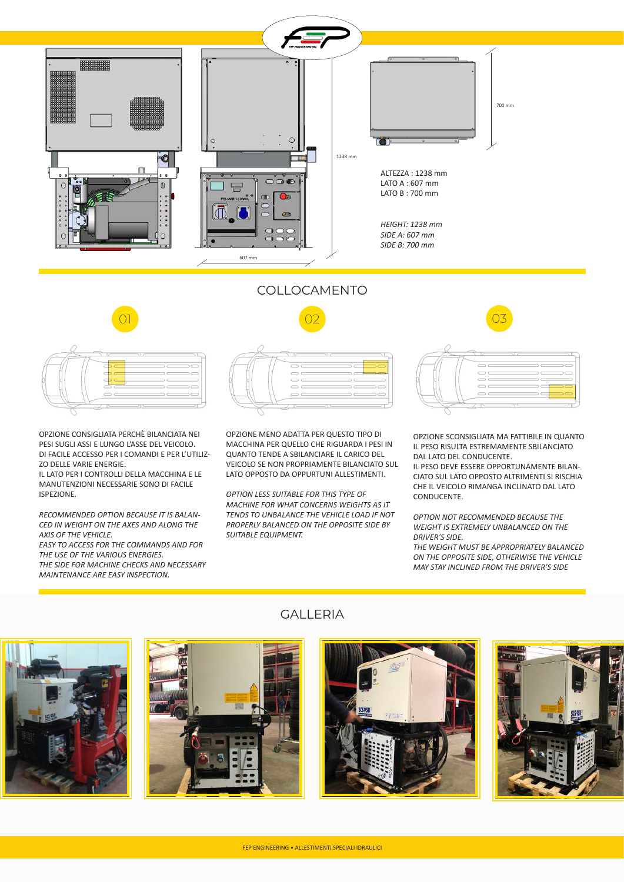ALTEZZA : 1238 mm
LATO A : 607 mm
LATO B : 700 mm

*HEIGHT: 1238 mm*
*SIDE A: 607 mm*
*SIDE B: 700 mm*

## COLLOCAMENTO

### 01

OPZIONE CONSIGLIATA PERCHÈ BILANCIATA NEI PESI SUGLI ASSI E LUNGO L'ASSE DEL VEICOLO. DI FACILE ACCESSO PER I COMANDI E PER L'UTILIZZO DELLE VARIE ENERGIE.
IL LATO PER I CONTROLLI DELLA MACCHINA E LE MANUTENZIONI NECESSARIE SONO DI FACILE ISPEZIONE.

*RECOMMENDED OPTION BECAUSE IT IS BALANCED IN WEIGHT ON THE AXES AND ALONG THE AXIS OF THE VEHICLE.*
*EASY TO ACCESS FOR THE COMMANDS AND FOR THE USE OF THE VARIOUS ENERGIES.*
*THE SIDE FOR MACHINE CHECKS AND NECESSARY MAINTENANCE ARE EASY INSPECTION.*

### 02

OPZIONE MENO ADATTA PER QUESTO TIPO DI MACCHINA PER QUELLO CHE RIGUARDA I PESI IN QUANTO TENDE A SBILANCIARE IL CARICO DEL VEICOLO SE NON PROPRIAMENTE BILANCIATO SUL LATO OPPOSTO DA OPPURTUNI ALLESTIMENTI.

*OPTION LESS SUITABLE FOR THIS TYPE OF MACHINE FOR WHAT CONCERNS WEIGHTS AS IT TENDS TO UNBALANCE THE VEHICLE LOAD IF NOT PROPERLY BALANCED ON THE OPPOSITE SIDE BY SUITABLE EQUIPMENT.*

### 03

OPZIONE SCONSIGLIATA MA FATTIBILE IN QUANTO IL PESO RISULTA ESTREMAMENTE SBILANCIATO DAL LATO DEL CONDUCENTE.
IL PESO DEVE ESSERE OPPORTUNAMENTE BILANCIATO SUL LATO OPPOSTO ALTRIMENTI SI RISCHIA CHE IL VEICOLO RIMANGA INCLINATO DAL LATO CONDUCENTE.

*OPTION NOT RECOMMENDED BECAUSE THE WEIGHT IS EXTREMELY UNBALANCED ON THE DRIVER'S SIDE.*
*THE WEIGHT MUST BE APPROPRIATELY BALANCED ON THE OPPOSITE SIDE, OTHERWISE THE VEHICLE MAY STAY INCLINED FROM THE DRIVER'S SIDE*

## GALLERIA

FEP ENGINEERING • ALLESTIMENTI SPECIALI IDRAULICI